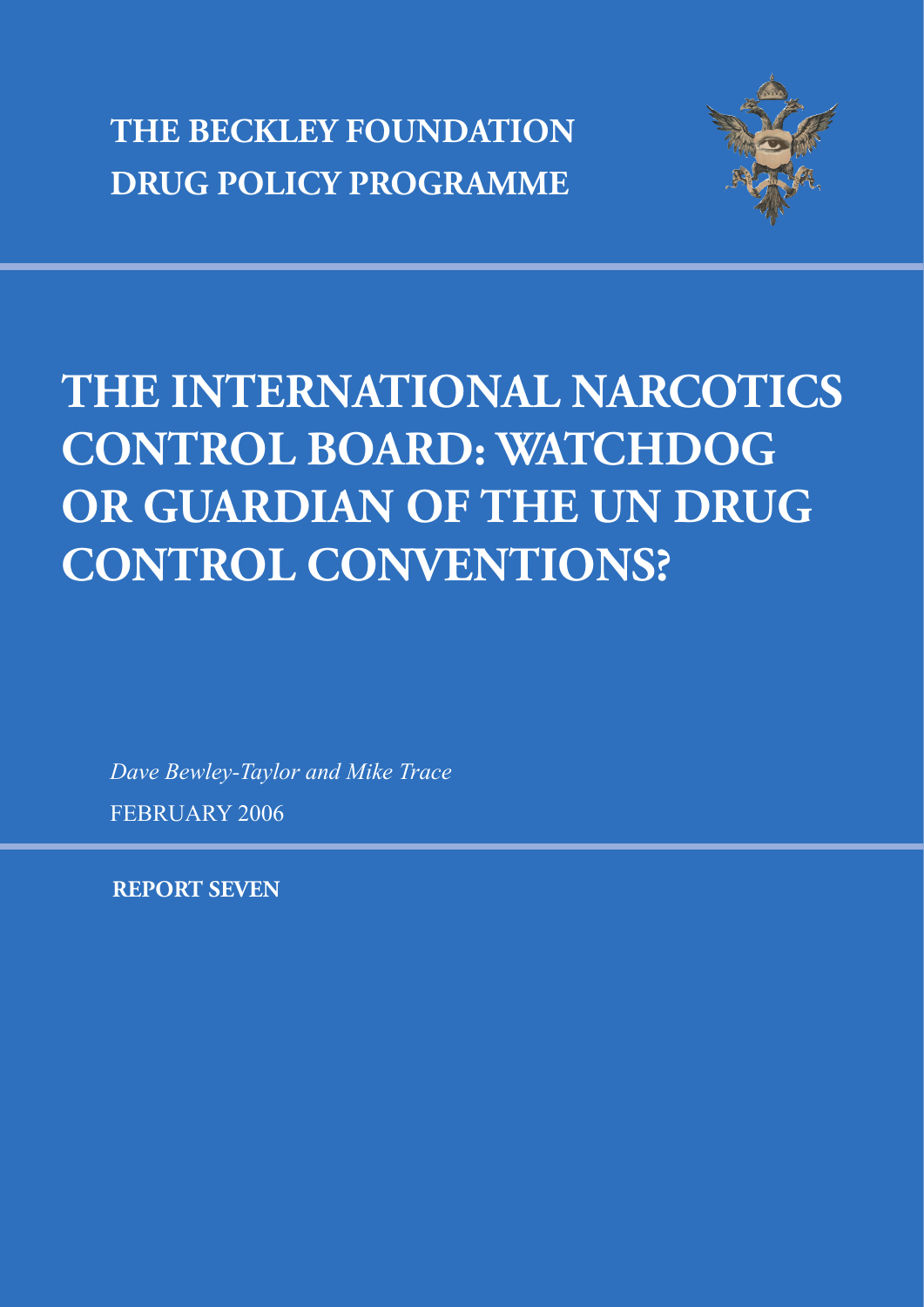**THE BECKLEY FOUNDATION**
**DRUG POLICY PROGRAMME**

# THE INTERNATIONAL NARCOTICS CONTROL BOARD: WATCHDOG OR GUARDIAN OF THE UN DRUG CONTROL CONVENTIONS?

*Dave Bewley-Taylor and Mike Trace*

FEBRUARY 2006

**REPORT SEVEN**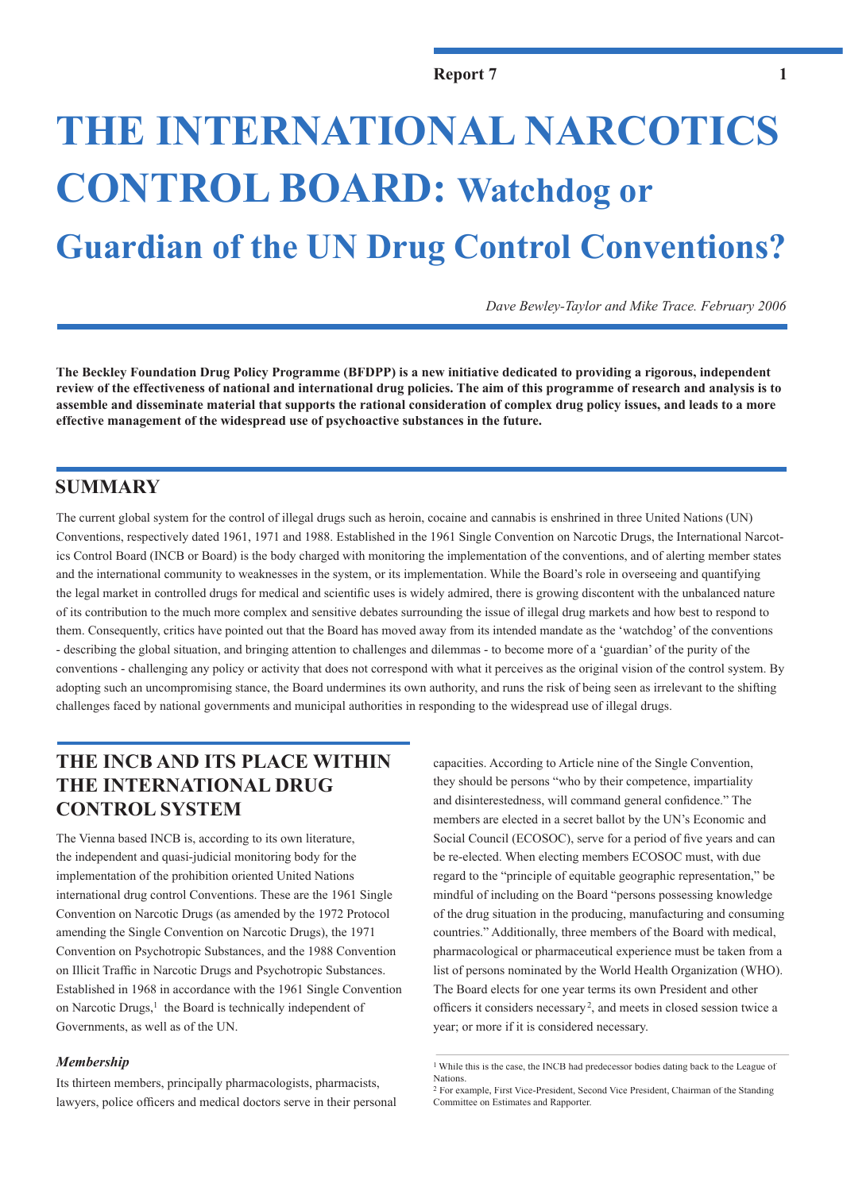# THE INTERNATIONAL NARCOTICS CONTROL BOARD: Watchdog or Guardian of the UN Drug Control Conventions?

*Dave Bewley-Taylor and Mike Trace. February 2006*

**The Beckley Foundation Drug Policy Programme (BFDPP) is a new initiative dedicated to providing a rigorous, independent review of the effectiveness of national and international drug policies. The aim of this programme of research and analysis is to assemble and disseminate material that supports the rational consideration of complex drug policy issues, and leads to a more effective management of the widespread use of psychoactive substances in the future.**

## SUMMARY

The current global system for the control of illegal drugs such as heroin, cocaine and cannabis is enshrined in three United Nations (UN) Conventions, respectively dated 1961, 1971 and 1988. Established in the 1961 Single Convention on Narcotic Drugs, the International Narcotics Control Board (INCB or Board) is the body charged with monitoring the implementation of the conventions, and of alerting member states and the international community to weaknesses in the system, or its implementation. While the Board's role in overseeing and quantifying the legal market in controlled drugs for medical and scientific uses is widely admired, there is growing discontent with the unbalanced nature of its contribution to the much more complex and sensitive debates surrounding the issue of illegal drug markets and how best to respond to them. Consequently, critics have pointed out that the Board has moved away from its intended mandate as the 'watchdog' of the conventions - describing the global situation, and bringing attention to challenges and dilemmas - to become more of a 'guardian' of the purity of the conventions - challenging any policy or activity that does not correspond with what it perceives as the original vision of the control system. By adopting such an uncompromising stance, the Board undermines its own authority, and runs the risk of being seen as irrelevant to the shifting challenges faced by national governments and municipal authorities in responding to the widespread use of illegal drugs.

## THE INCB AND ITS PLACE WITHIN THE INTERNATIONAL DRUG CONTROL SYSTEM

The Vienna based INCB is, according to its own literature, the independent and quasi-judicial monitoring body for the implementation of the prohibition oriented United Nations international drug control Conventions. These are the 1961 Single Convention on Narcotic Drugs (as amended by the 1972 Protocol amending the Single Convention on Narcotic Drugs), the 1971 Convention on Psychotropic Substances, and the 1988 Convention on Illicit Traffic in Narcotic Drugs and Psychotropic Substances. Established in 1968 in accordance with the 1961 Single Convention on Narcotic Drugs,[1] the Board is technically independent of Governments, as well as of the UN.

### *Membership*

Its thirteen members, principally pharmacologists, pharmacists, lawyers, police officers and medical doctors serve in their personal capacities. According to Article nine of the Single Convention, they should be persons "who by their competence, impartiality and disinterestedness, will command general confidence." The members are elected in a secret ballot by the UN's Economic and Social Council (ECOSOC), serve for a period of five years and can be re-elected. When electing members ECOSOC must, with due regard to the "principle of equitable geographic representation," be mindful of including on the Board "persons possessing knowledge of the drug situation in the producing, manufacturing and consuming countries." Additionally, three members of the Board with medical, pharmacological or pharmaceutical experience must be taken from a list of persons nominated by the World Health Organization (WHO). The Board elects for one year terms its own President and other officers it considers necessary[2], and meets in closed session twice a year; or more if it is considered necessary.

---

[1] While this is the case, the INCB had predecessor bodies dating back to the League of Nations.

[2] For example, First Vice-President, Second Vice President, Chairman of the Standing Committee on Estimates and Rapporter.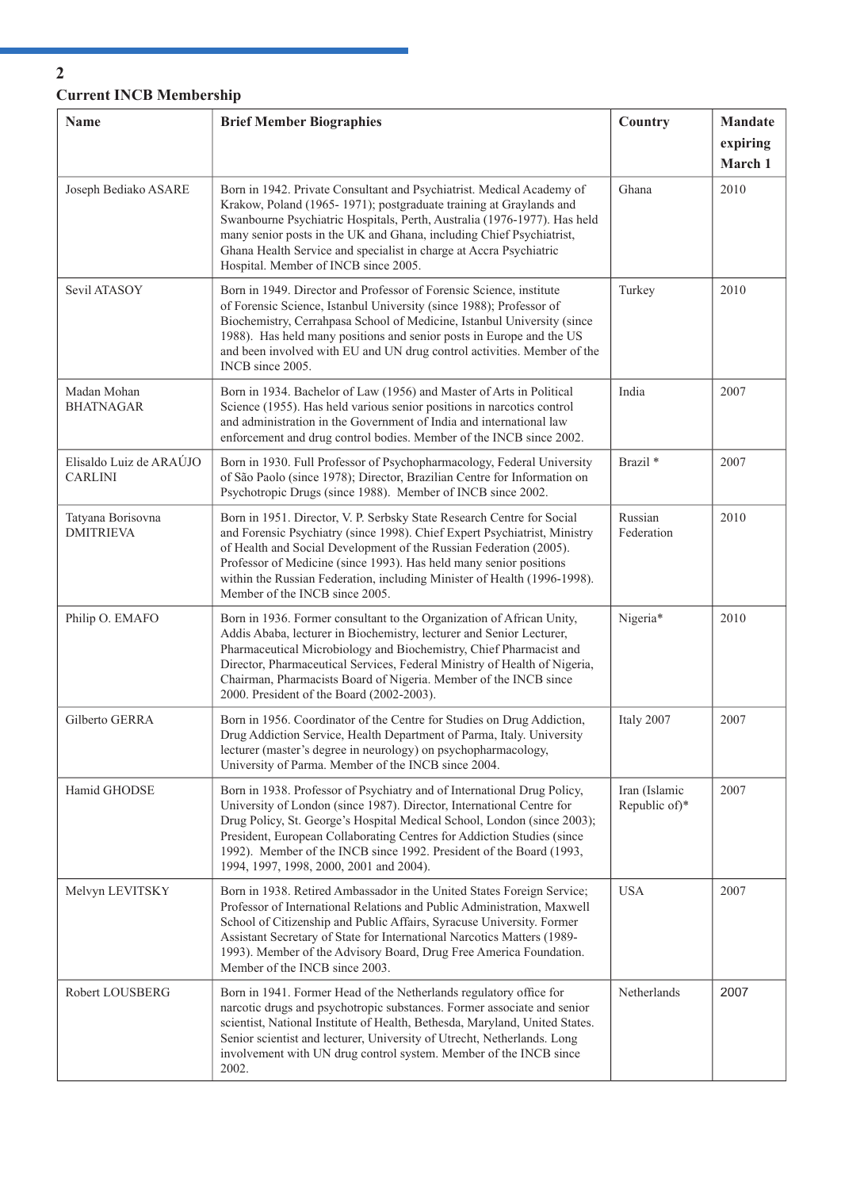## Current INCB Membership

| Name | Brief Member Biographies | Country | Mandate expiring March 1 |
|---|---|---|---|
| Joseph Bediako ASARE | Born in 1942. Private Consultant and Psychiatrist. Medical Academy of Krakow, Poland (1965- 1971); postgraduate training at Graylands and Swanbourne Psychiatric Hospitals, Perth, Australia (1976-1977). Has held many senior posts in the UK and Ghana, including Chief Psychiatrist, Ghana Health Service and specialist in charge at Accra Psychiatric Hospital. Member of INCB since 2005. | Ghana | 2010 |
| Sevil ATASOY | Born in 1949. Director and Professor of Forensic Science, institute of Forensic Science, Istanbul University (since 1988); Professor of Biochemistry, Cerrahpasa School of Medicine, Istanbul University (since 1988). Has held many positions and senior posts in Europe and the US and been involved with EU and UN drug control activities. Member of the INCB since 2005. | Turkey | 2010 |
| Madan Mohan BHATNAGAR | Born in 1934. Bachelor of Law (1956) and Master of Arts in Political Science (1955). Has held various senior positions in narcotics control and administration in the Government of India and international law enforcement and drug control bodies. Member of the INCB since 2002. | India | 2007 |
| Elisaldo Luiz de ARAÚJO CARLINI | Born in 1930. Full Professor of Psychopharmacology, Federal University of São Paolo (since 1978); Director, Brazilian Centre for Information on Psychotropic Drugs (since 1988). Member of INCB since 2002. | Brazil * | 2007 |
| Tatyana Borisovna DMITRIEVA | Born in 1951. Director, V. P. Serbsky State Research Centre for Social and Forensic Psychiatry (since 1998). Chief Expert Psychiatrist, Ministry of Health and Social Development of the Russian Federation (2005). Professor of Medicine (since 1993). Has held many senior positions within the Russian Federation, including Minister of Health (1996-1998). Member of the INCB since 2005. | Russian Federation | 2010 |
| Philip O. EMAFO | Born in 1936. Former consultant to the Organization of African Unity, Addis Ababa, lecturer in Biochemistry, lecturer and Senior Lecturer, Pharmaceutical Microbiology and Biochemistry, Chief Pharmacist and Director, Pharmaceutical Services, Federal Ministry of Health of Nigeria, Chairman, Pharmacists Board of Nigeria. Member of the INCB since 2000. President of the Board (2002-2003). | Nigeria* | 2010 |
| Gilberto GERRA | Born in 1956. Coordinator of the Centre for Studies on Drug Addiction, Drug Addiction Service, Health Department of Parma, Italy. University lecturer (master's degree in neurology) on psychopharmacology, University of Parma. Member of the INCB since 2004. | Italy 2007 | 2007 |
| Hamid GHODSE | Born in 1938. Professor of Psychiatry and of International Drug Policy, University of London (since 1987). Director, International Centre for Drug Policy, St. George's Hospital Medical School, London (since 2003); President, European Collaborating Centres for Addiction Studies (since 1992). Member of the INCB since 1992. President of the Board (1993, 1994, 1997, 1998, 2000, 2001 and 2004). | Iran (Islamic Republic of)* | 2007 |
| Melvyn LEVITSKY | Born in 1938. Retired Ambassador in the United States Foreign Service; Professor of International Relations and Public Administration, Maxwell School of Citizenship and Public Affairs, Syracuse University. Former Assistant Secretary of State for International Narcotics Matters (1989-1993). Member of the Advisory Board, Drug Free America Foundation. Member of the INCB since 2003. | USA | 2007 |
| Robert LOUSBERG | Born in 1941. Former Head of the Netherlands regulatory office for narcotic drugs and psychotropic substances. Former associate and senior scientist, National Institute of Health, Bethesda, Maryland, United States. Senior scientist and lecturer, University of Utrecht, Netherlands. Long involvement with UN drug control system. Member of the INCB since 2002. | Netherlands | 2007 |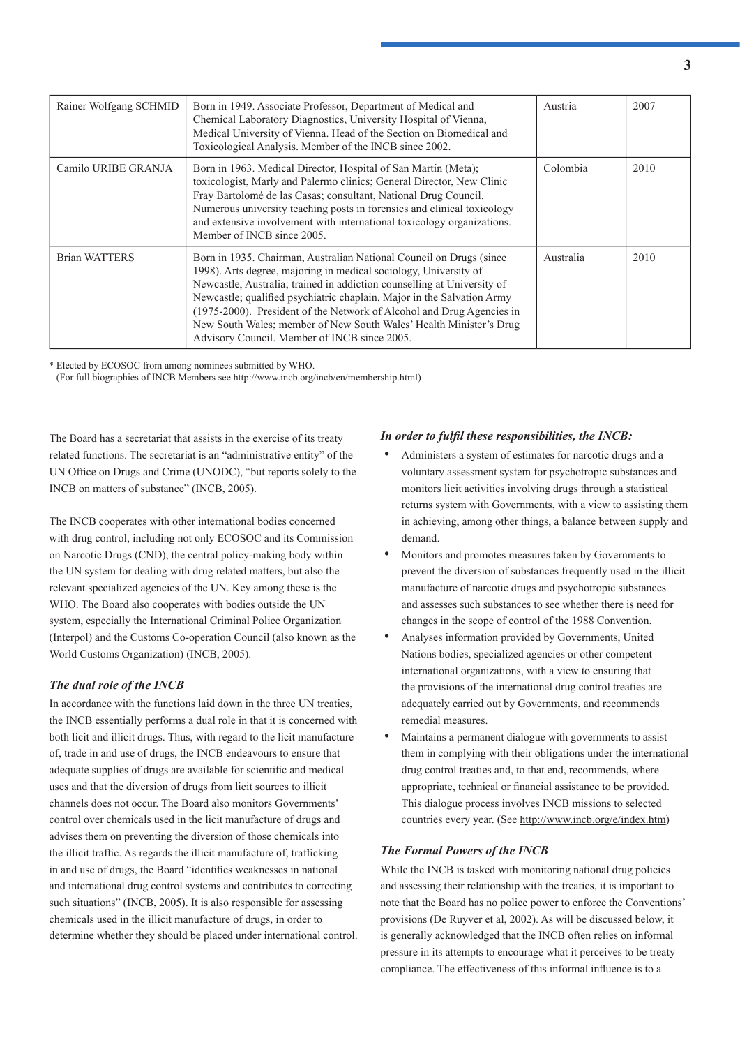| Rainer Wolfgang SCHMID | Born in 1949. Associate Professor, Department of Medical and Chemical Laboratory Diagnostics, University Hospital of Vienna, Medical University of Vienna. Head of the Section on Biomedical and Toxicological Analysis. Member of the INCB since 2002. | Austria | 2007 |
|---|---|---|---|
| Camilo URIBE GRANJA | Born in 1963. Medical Director, Hospital of San Martín (Meta); toxicologist, Marly and Palermo clinics; General Director, New Clinic Fray Bartolomé de las Casas; consultant, National Drug Council. Numerous university teaching posts in forensics and clinical toxicology and extensive involvement with international toxicology organizations. Member of INCB since 2005. | Colombia | 2010 |
| Brian WATTERS | Born in 1935. Chairman, Australian National Council on Drugs (since 1998). Arts degree, majoring in medical sociology, University of Newcastle, Australia; trained in addiction counselling at University of Newcastle; qualified psychiatric chaplain. Major in the Salvation Army (1975-2000). President of the Network of Alcohol and Drug Agencies in New South Wales; member of New South Wales' Health Minister's Drug Advisory Council. Member of INCB since 2005. | Australia | 2010 |

* Elected by ECOSOC from among nominees submitted by WHO.
(For full biographies of INCB Members see http://www.incb.org/incb/en/membership.html)

The Board has a secretariat that assists in the exercise of its treaty related functions. The secretariat is an "administrative entity" of the UN Office on Drugs and Crime (UNODC), "but reports solely to the INCB on matters of substance" (INCB, 2005).

The INCB cooperates with other international bodies concerned with drug control, including not only ECOSOC and its Commission on Narcotic Drugs (CND), the central policy-making body within the UN system for dealing with drug related matters, but also the relevant specialized agencies of the UN. Key among these is the WHO. The Board also cooperates with bodies outside the UN system, especially the International Criminal Police Organization (Interpol) and the Customs Co-operation Council (also known as the World Customs Organization) (INCB, 2005).

### *The dual role of the INCB*

In accordance with the functions laid down in the three UN treaties, the INCB essentially performs a dual role in that it is concerned with both licit and illicit drugs. Thus, with regard to the licit manufacture of, trade in and use of drugs, the INCB endeavours to ensure that adequate supplies of drugs are available for scientific and medical uses and that the diversion of drugs from licit sources to illicit channels does not occur. The Board also monitors Governments' control over chemicals used in the licit manufacture of drugs and advises them on preventing the diversion of those chemicals into the illicit traffic. As regards the illicit manufacture of, trafficking in and use of drugs, the Board "identifies weaknesses in national and international drug control systems and contributes to correcting such situations" (INCB, 2005). It is also responsible for assessing chemicals used in the illicit manufacture of drugs, in order to determine whether they should be placed under international control.

***In order to fulfil these responsibilities, the INCB:***

- Administers a system of estimates for narcotic drugs and a voluntary assessment system for psychotropic substances and monitors licit activities involving drugs through a statistical returns system with Governments, with a view to assisting them in achieving, among other things, a balance between supply and demand.
- Monitors and promotes measures taken by Governments to prevent the diversion of substances frequently used in the illicit manufacture of narcotic drugs and psychotropic substances and assesses such substances to see whether there is need for changes in the scope of control of the 1988 Convention.
- Analyses information provided by Governments, United Nations bodies, specialized agencies or other competent international organizations, with a view to ensuring that the provisions of the international drug control treaties are adequately carried out by Governments, and recommends remedial measures.
- Maintains a permanent dialogue with governments to assist them in complying with their obligations under the international drug control treaties and, to that end, recommends, where appropriate, technical or financial assistance to be provided. This dialogue process involves INCB missions to selected countries every year. (See http://www.incb.org/e/index.htm)

### *The Formal Powers of the INCB*

While the INCB is tasked with monitoring national drug policies and assessing their relationship with the treaties, it is important to note that the Board has no police power to enforce the Conventions' provisions (De Ruyver et al, 2002). As will be discussed below, it is generally acknowledged that the INCB often relies on informal pressure in its attempts to encourage what it perceives to be treaty compliance. The effectiveness of this informal influence is to a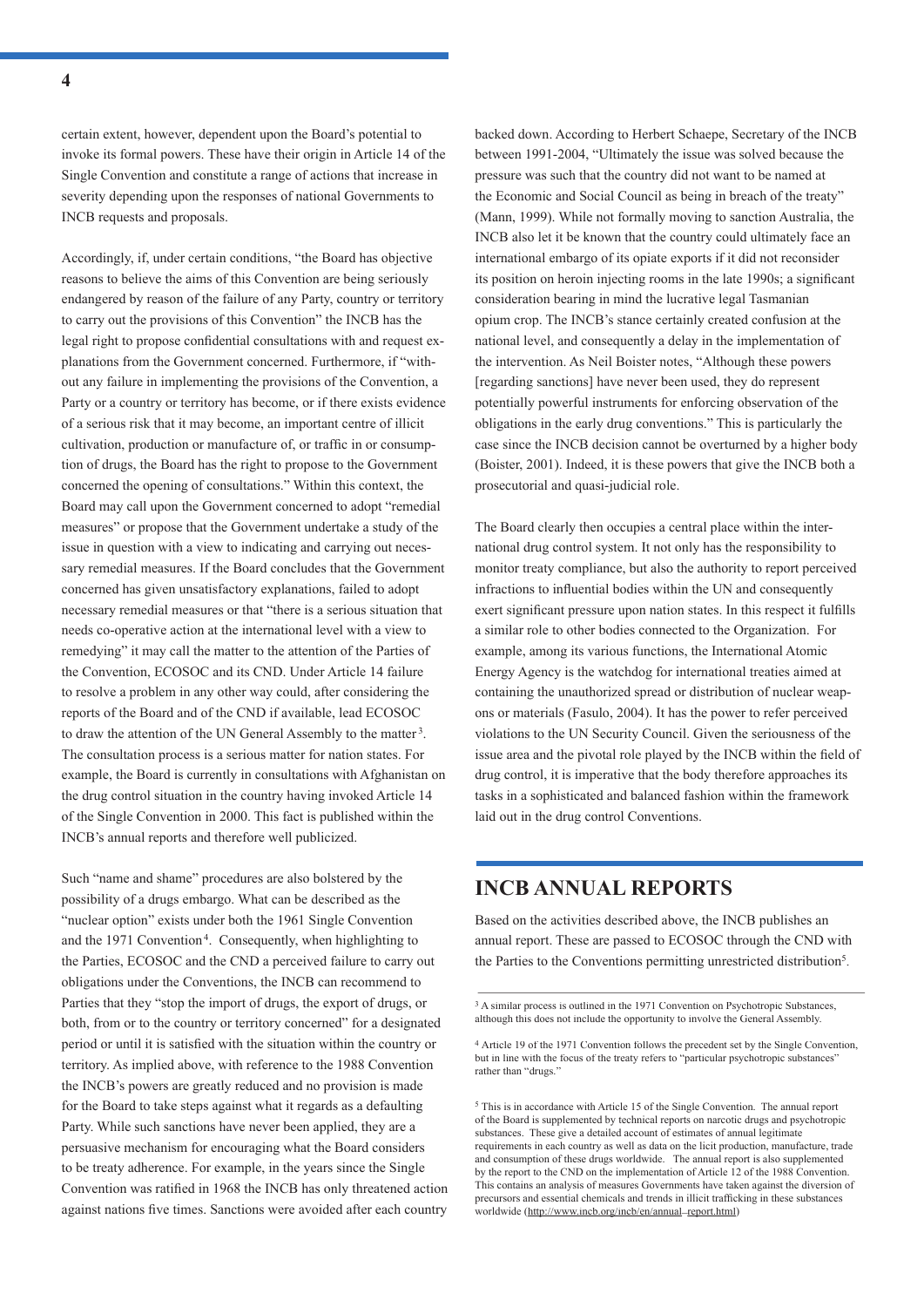certain extent, however, dependent upon the Board's potential to invoke its formal powers. These have their origin in Article 14 of the Single Convention and constitute a range of actions that increase in severity depending upon the responses of national Governments to INCB requests and proposals.

Accordingly, if, under certain conditions, "the Board has objective reasons to believe the aims of this Convention are being seriously endangered by reason of the failure of any Party, country or territory to carry out the provisions of this Convention" the INCB has the legal right to propose confidential consultations with and request explanations from the Government concerned. Furthermore, if "without any failure in implementing the provisions of the Convention, a Party or a country or territory has become, or if there exists evidence of a serious risk that it may become, an important centre of illicit cultivation, production or manufacture of, or traffic in or consumption of drugs, the Board has the right to propose to the Government concerned the opening of consultations." Within this context, the Board may call upon the Government concerned to adopt "remedial measures" or propose that the Government undertake a study of the issue in question with a view to indicating and carrying out necessary remedial measures. If the Board concludes that the Government concerned has given unsatisfactory explanations, failed to adopt necessary remedial measures or that "there is a serious situation that needs co-operative action at the international level with a view to remedying" it may call the matter to the attention of the Parties of the Convention, ECOSOC and its CND. Under Article 14 failure to resolve a problem in any other way could, after considering the reports of the Board and of the CND if available, lead ECOSOC to draw the attention of the UN General Assembly to the matter [3]. The consultation process is a serious matter for nation states. For example, the Board is currently in consultations with Afghanistan on the drug control situation in the country having invoked Article 14 of the Single Convention in 2000. This fact is published within the INCB's annual reports and therefore well publicized.

Such "name and shame" procedures are also bolstered by the possibility of a drugs embargo. What can be described as the "nuclear option" exists under both the 1961 Single Convention and the 1971 Convention [4]. Consequently, when highlighting to the Parties, ECOSOC and the CND a perceived failure to carry out obligations under the Conventions, the INCB can recommend to Parties that they "stop the import of drugs, the export of drugs, or both, from or to the country or territory concerned" for a designated period or until it is satisfied with the situation within the country or territory. As implied above, with reference to the 1988 Convention the INCB's powers are greatly reduced and no provision is made for the Board to take steps against what it regards as a defaulting Party. While such sanctions have never been applied, they are a persuasive mechanism for encouraging what the Board considers to be treaty adherence. For example, in the years since the Single Convention was ratified in 1968 the INCB has only threatened action against nations five times. Sanctions were avoided after each country backed down. According to Herbert Schaepe, Secretary of the INCB between 1991-2004, "Ultimately the issue was solved because the pressure was such that the country did not want to be named at the Economic and Social Council as being in breach of the treaty" (Mann, 1999). While not formally moving to sanction Australia, the INCB also let it be known that the country could ultimately face an international embargo of its opiate exports if it did not reconsider its position on heroin injecting rooms in the late 1990s; a significant consideration bearing in mind the lucrative legal Tasmanian opium crop. The INCB's stance certainly created confusion at the national level, and consequently a delay in the implementation of the intervention. As Neil Boister notes, "Although these powers [regarding sanctions] have never been used, they do represent potentially powerful instruments for enforcing observation of the obligations in the early drug conventions." This is particularly the case since the INCB decision cannot be overturned by a higher body (Boister, 2001). Indeed, it is these powers that give the INCB both a prosecutorial and quasi-judicial role.

The Board clearly then occupies a central place within the international drug control system. It not only has the responsibility to monitor treaty compliance, but also the authority to report perceived infractions to influential bodies within the UN and consequently exert significant pressure upon nation states. In this respect it fulfills a similar role to other bodies connected to the Organization. For example, among its various functions, the International Atomic Energy Agency is the watchdog for international treaties aimed at containing the unauthorized spread or distribution of nuclear weapons or materials (Fasulo, 2004). It has the power to refer perceived violations to the UN Security Council. Given the seriousness of the issue area and the pivotal role played by the INCB within the field of drug control, it is imperative that the body therefore approaches its tasks in a sophisticated and balanced fashion within the framework laid out in the drug control Conventions.

## INCB ANNUAL REPORTS

Based on the activities described above, the INCB publishes an annual report. These are passed to ECOSOC through the CND with the Parties to the Conventions permitting unrestricted distribution[5].

---

[3] A similar process is outlined in the 1971 Convention on Psychotropic Substances, although this does not include the opportunity to involve the General Assembly.

[4] Article 19 of the 1971 Convention follows the precedent set by the Single Convention, but in line with the focus of the treaty refers to "particular psychotropic substances" rather than "drugs."

[5] This is in accordance with Article 15 of the Single Convention. The annual report of the Board is supplemented by technical reports on narcotic drugs and psychotropic substances. These give a detailed account of estimates of annual legitimate requirements in each country as well as data on the licit production, manufacture, trade and consumption of these drugs worldwide. The annual report is also supplemented by the report to the CND on the implementation of Article 12 of the 1988 Convention. This contains an analysis of measures Governments have taken against the diversion of precursors and essential chemicals and trends in illicit trafficking in these substances worldwide (http://www.incb.org/incb/en/annual_report.html)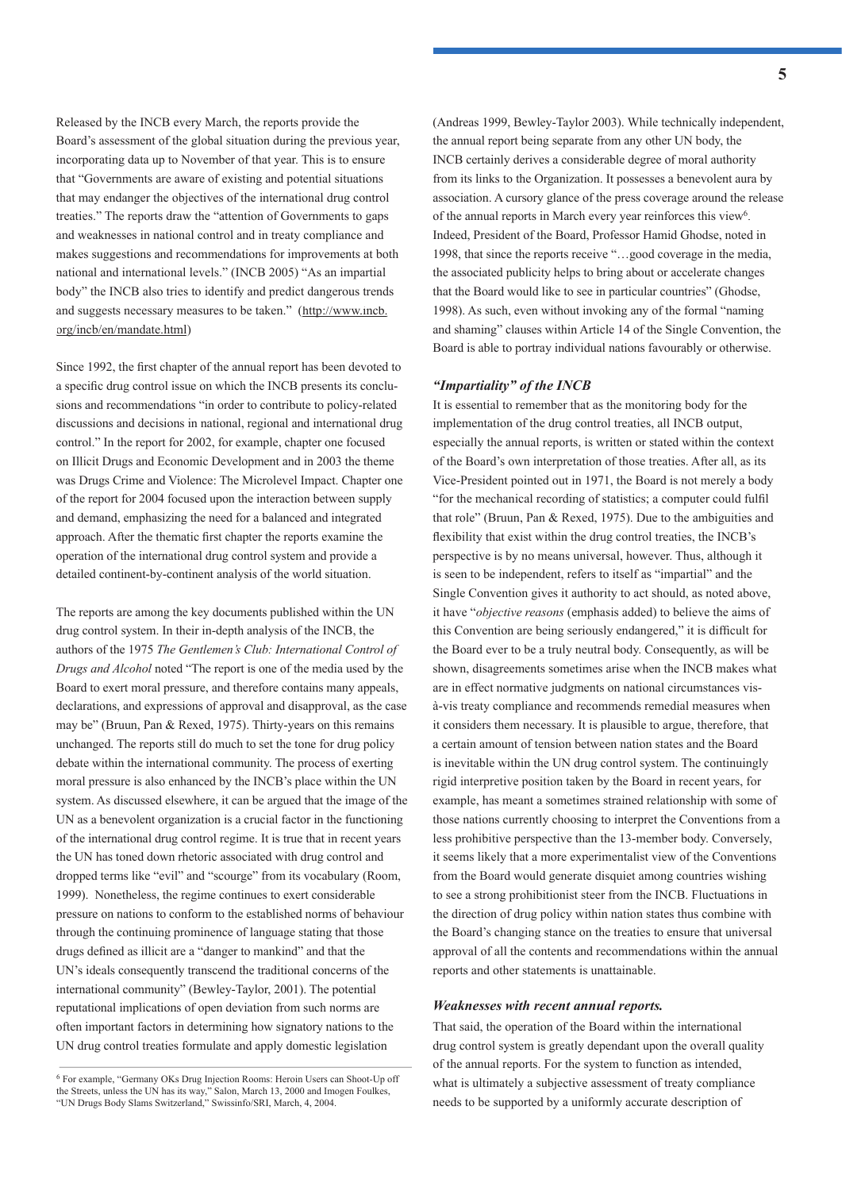Released by the INCB every March, the reports provide the Board's assessment of the global situation during the previous year, incorporating data up to November of that year. This is to ensure that "Governments are aware of existing and potential situations that may endanger the objectives of the international drug control treaties." The reports draw the "attention of Governments to gaps and weaknesses in national control and in treaty compliance and makes suggestions and recommendations for improvements at both national and international levels." (INCB 2005) "As an impartial body" the INCB also tries to identify and predict dangerous trends and suggests necessary measures to be taken." (http://www.incb.org/incb/en/mandate.html)

Since 1992, the first chapter of the annual report has been devoted to a specific drug control issue on which the INCB presents its conclusions and recommendations "in order to contribute to policy-related discussions and decisions in national, regional and international drug control." In the report for 2002, for example, chapter one focused on Illicit Drugs and Economic Development and in 2003 the theme was Drugs Crime and Violence: The Microlevel Impact. Chapter one of the report for 2004 focused upon the interaction between supply and demand, emphasizing the need for a balanced and integrated approach. After the thematic first chapter the reports examine the operation of the international drug control system and provide a detailed continent-by-continent analysis of the world situation.

The reports are among the key documents published within the UN drug control system. In their in-depth analysis of the INCB, the authors of the 1975 *The Gentlemen's Club: International Control of Drugs and Alcohol* noted "The report is one of the media used by the Board to exert moral pressure, and therefore contains many appeals, declarations, and expressions of approval and disapproval, as the case may be" (Bruun, Pan & Rexed, 1975). Thirty-years on this remains unchanged. The reports still do much to set the tone for drug policy debate within the international community. The process of exerting moral pressure is also enhanced by the INCB's place within the UN system. As discussed elsewhere, it can be argued that the image of the UN as a benevolent organization is a crucial factor in the functioning of the international drug control regime. It is true that in recent years the UN has toned down rhetoric associated with drug control and dropped terms like "evil" and "scourge" from its vocabulary (Room, 1999). Nonetheless, the regime continues to exert considerable pressure on nations to conform to the established norms of behaviour through the continuing prominence of language stating that those drugs defined as illicit are a "danger to mankind" and that the UN's ideals consequently transcend the traditional concerns of the international community" (Bewley-Taylor, 2001). The potential reputational implications of open deviation from such norms are often important factors in determining how signatory nations to the UN drug control treaties formulate and apply domestic legislation (Andreas 1999, Bewley-Taylor 2003). While technically independent, the annual report being separate from any other UN body, the INCB certainly derives a considerable degree of moral authority from its links to the Organization. It possesses a benevolent aura by association. A cursory glance of the press coverage around the release of the annual reports in March every year reinforces this view[6]. Indeed, President of the Board, Professor Hamid Ghodse, noted in 1998, that since the reports receive "…good coverage in the media, the associated publicity helps to bring about or accelerate changes that the Board would like to see in particular countries" (Ghodse, 1998). As such, even without invoking any of the formal "naming and shaming" clauses within Article 14 of the Single Convention, the Board is able to portray individual nations favourably or otherwise.

### *"Impartiality" of the INCB*

It is essential to remember that as the monitoring body for the implementation of the drug control treaties, all INCB output, especially the annual reports, is written or stated within the context of the Board's own interpretation of those treaties. After all, as its Vice-President pointed out in 1971, the Board is not merely a body "for the mechanical recording of statistics; a computer could fulfil that role" (Bruun, Pan & Rexed, 1975). Due to the ambiguities and flexibility that exist within the drug control treaties, the INCB's perspective is by no means universal, however. Thus, although it is seen to be independent, refers to itself as "impartial" and the Single Convention gives it authority to act should, as noted above, it have "*objective reasons* (emphasis added) to believe the aims of this Convention are being seriously endangered," it is difficult for the Board ever to be a truly neutral body. Consequently, as will be shown, disagreements sometimes arise when the INCB makes what are in effect normative judgments on national circumstances vis-à-vis treaty compliance and recommends remedial measures when it considers them necessary. It is plausible to argue, therefore, that a certain amount of tension between nation states and the Board is inevitable within the UN drug control system. The continuingly rigid interpretive position taken by the Board in recent years, for example, has meant a sometimes strained relationship with some of those nations currently choosing to interpret the Conventions from a less prohibitive perspective than the 13-member body. Conversely, it seems likely that a more experimentalist view of the Conventions from the Board would generate disquiet among countries wishing to see a strong prohibitionist steer from the INCB. Fluctuations in the direction of drug policy within nation states thus combine with the Board's changing stance on the treaties to ensure that universal approval of all the contents and recommendations within the annual reports and other statements is unattainable.

### *Weaknesses with recent annual reports.*

That said, the operation of the Board within the international drug control system is greatly dependant upon the overall quality of the annual reports. For the system to function as intended, what is ultimately a subjective assessment of treaty compliance needs to be supported by a uniformly accurate description of

[6] For example, "Germany OKs Drug Injection Rooms: Heroin Users can Shoot-Up off the Streets, unless the UN has its way," Salon, March 13, 2000 and Imogen Foulkes, "UN Drugs Body Slams Switzerland," Swissinfo/SRI, March, 4, 2004.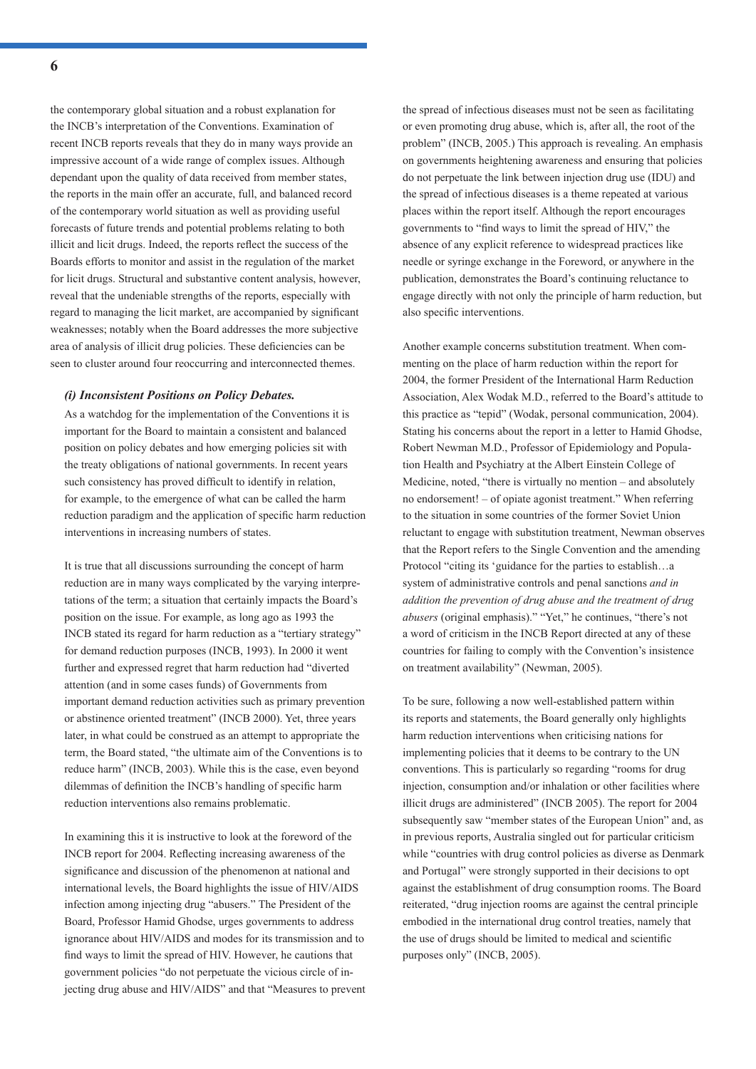the contemporary global situation and a robust explanation for the INCB's interpretation of the Conventions. Examination of recent INCB reports reveals that they do in many ways provide an impressive account of a wide range of complex issues. Although dependant upon the quality of data received from member states, the reports in the main offer an accurate, full, and balanced record of the contemporary world situation as well as providing useful forecasts of future trends and potential problems relating to both illicit and licit drugs. Indeed, the reports reflect the success of the Boards efforts to monitor and assist in the regulation of the market for licit drugs. Structural and substantive content analysis, however, reveal that the undeniable strengths of the reports, especially with regard to managing the licit market, are accompanied by significant weaknesses; notably when the Board addresses the more subjective area of analysis of illicit drug policies. These deficiencies can be seen to cluster around four reoccurring and interconnected themes.

### *(i) Inconsistent Positions on Policy Debates.*

As a watchdog for the implementation of the Conventions it is important for the Board to maintain a consistent and balanced position on policy debates and how emerging policies sit with the treaty obligations of national governments. In recent years such consistency has proved difficult to identify in relation, for example, to the emergence of what can be called the harm reduction paradigm and the application of specific harm reduction interventions in increasing numbers of states.

It is true that all discussions surrounding the concept of harm reduction are in many ways complicated by the varying interpretations of the term; a situation that certainly impacts the Board's position on the issue. For example, as long ago as 1993 the INCB stated its regard for harm reduction as a "tertiary strategy" for demand reduction purposes (INCB, 1993). In 2000 it went further and expressed regret that harm reduction had "diverted attention (and in some cases funds) of Governments from important demand reduction activities such as primary prevention or abstinence oriented treatment" (INCB 2000). Yet, three years later, in what could be construed as an attempt to appropriate the term, the Board stated, "the ultimate aim of the Conventions is to reduce harm" (INCB, 2003). While this is the case, even beyond dilemmas of definition the INCB's handling of specific harm reduction interventions also remains problematic.

In examining this it is instructive to look at the foreword of the INCB report for 2004. Reflecting increasing awareness of the significance and discussion of the phenomenon at national and international levels, the Board highlights the issue of HIV/AIDS infection among injecting drug "abusers." The President of the Board, Professor Hamid Ghodse, urges governments to address ignorance about HIV/AIDS and modes for its transmission and to find ways to limit the spread of HIV. However, he cautions that government policies "do not perpetuate the vicious circle of injecting drug abuse and HIV/AIDS" and that "Measures to prevent the spread of infectious diseases must not be seen as facilitating or even promoting drug abuse, which is, after all, the root of the problem" (INCB, 2005.) This approach is revealing. An emphasis on governments heightening awareness and ensuring that policies do not perpetuate the link between injection drug use (IDU) and the spread of infectious diseases is a theme repeated at various places within the report itself. Although the report encourages governments to "find ways to limit the spread of HIV," the absence of any explicit reference to widespread practices like needle or syringe exchange in the Foreword, or anywhere in the publication, demonstrates the Board's continuing reluctance to engage directly with not only the principle of harm reduction, but also specific interventions.

Another example concerns substitution treatment. When commenting on the place of harm reduction within the report for 2004, the former President of the International Harm Reduction Association, Alex Wodak M.D., referred to the Board's attitude to this practice as "tepid" (Wodak, personal communication, 2004). Stating his concerns about the report in a letter to Hamid Ghodse, Robert Newman M.D., Professor of Epidemiology and Population Health and Psychiatry at the Albert Einstein College of Medicine, noted, "there is virtually no mention – and absolutely no endorsement! – of opiate agonist treatment." When referring to the situation in some countries of the former Soviet Union reluctant to engage with substitution treatment, Newman observes that the Report refers to the Single Convention and the amending Protocol "citing its 'guidance for the parties to establish…a system of administrative controls and penal sanctions *and in addition the prevention of drug abuse and the treatment of drug abusers* (original emphasis).'" "Yet," he continues, "there's not a word of criticism in the INCB Report directed at any of these countries for failing to comply with the Convention's insistence on treatment availability" (Newman, 2005).

To be sure, following a now well-established pattern within its reports and statements, the Board generally only highlights harm reduction interventions when criticising nations for implementing policies that it deems to be contrary to the UN conventions. This is particularly so regarding "rooms for drug injection, consumption and/or inhalation or other facilities where illicit drugs are administered" (INCB 2005). The report for 2004 subsequently saw "member states of the European Union" and, as in previous reports, Australia singled out for particular criticism while "countries with drug control policies as diverse as Denmark and Portugal" were strongly supported in their decisions to opt against the establishment of drug consumption rooms. The Board reiterated, "drug injection rooms are against the central principle embodied in the international drug control treaties, namely that the use of drugs should be limited to medical and scientific purposes only" (INCB, 2005).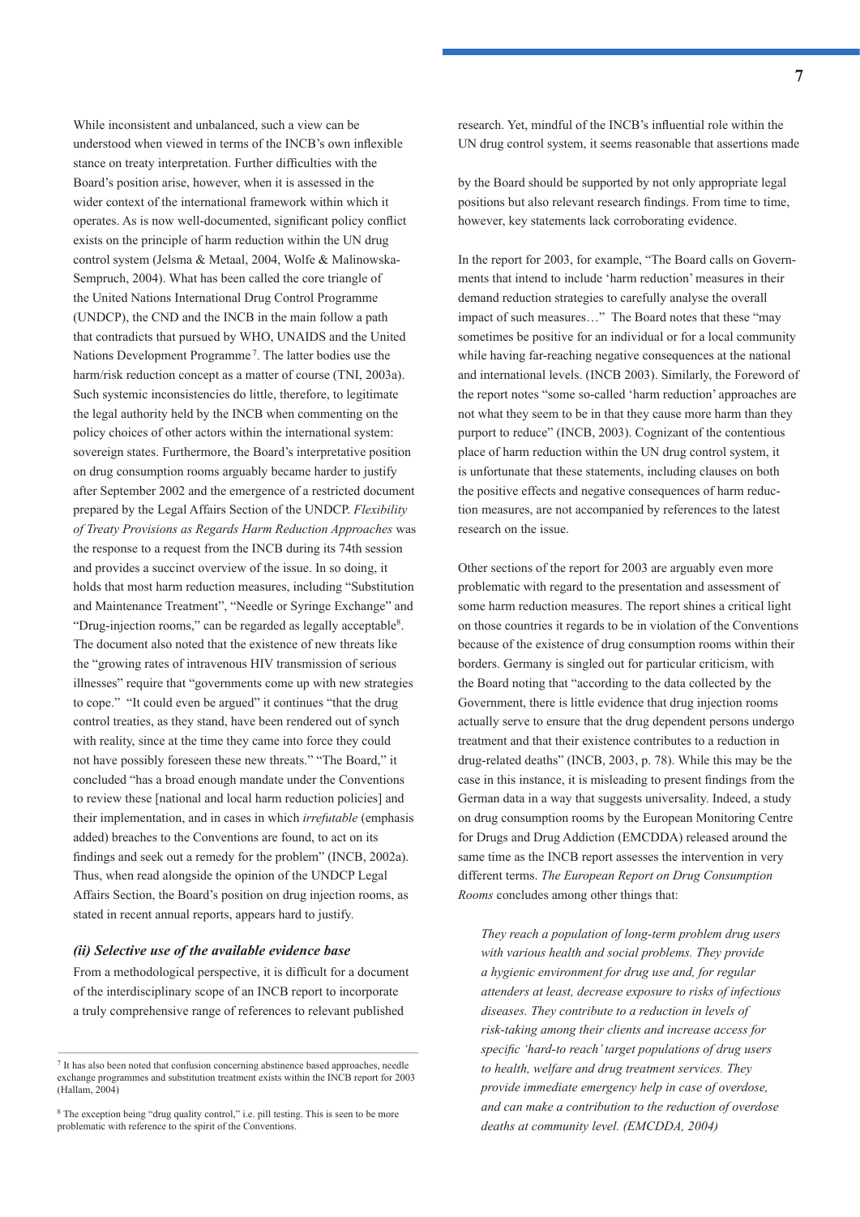While inconsistent and unbalanced, such a view can be understood when viewed in terms of the INCB's own inflexible stance on treaty interpretation. Further difficulties with the Board's position arise, however, when it is assessed in the wider context of the international framework within which it operates. As is now well-documented, significant policy conflict exists on the principle of harm reduction within the UN drug control system (Jelsma & Metaal, 2004, Wolfe & Malinowska-Sempruch, 2004). What has been called the core triangle of the United Nations International Drug Control Programme (UNDCP), the CND and the INCB in the main follow a path that contradicts that pursued by WHO, UNAIDS and the United Nations Development Programme [7]. The latter bodies use the harm/risk reduction concept as a matter of course (TNI, 2003a). Such systemic inconsistencies do little, therefore, to legitimate the legal authority held by the INCB when commenting on the policy choices of other actors within the international system: sovereign states. Furthermore, the Board's interpretative position on drug consumption rooms arguably became harder to justify after September 2002 and the emergence of a restricted document prepared by the Legal Affairs Section of the UNDCP. *Flexibility of Treaty Provisions as Regards Harm Reduction Approaches* was the response to a request from the INCB during its 74th session and provides a succinct overview of the issue. In so doing, it holds that most harm reduction measures, including "Substitution and Maintenance Treatment", "Needle or Syringe Exchange" and "Drug-injection rooms," can be regarded as legally acceptable[8]. The document also noted that the existence of new threats like the "growing rates of intravenous HIV transmission of serious illnesses" require that "governments come up with new strategies to cope." "It could even be argued" it continues "that the drug control treaties, as they stand, have been rendered out of synch with reality, since at the time they came into force they could not have possibly foreseen these new threats." "The Board," it concluded "has a broad enough mandate under the Conventions to review these [national and local harm reduction policies] and their implementation, and in cases in which *irrefutable* (emphasis added) breaches to the Conventions are found, to act on its findings and seek out a remedy for the problem" (INCB, 2002a). Thus, when read alongside the opinion of the UNDCP Legal Affairs Section, the Board's position on drug injection rooms, as stated in recent annual reports, appears hard to justify.

### *(ii) Selective use of the available evidence base*

From a methodological perspective, it is difficult for a document of the interdisciplinary scope of an INCB report to incorporate a truly comprehensive range of references to relevant published research. Yet, mindful of the INCB's influential role within the UN drug control system, it seems reasonable that assertions made by the Board should be supported by not only appropriate legal positions but also relevant research findings. From time to time, however, key statements lack corroborating evidence.

In the report for 2003, for example, "The Board calls on Governments that intend to include 'harm reduction' measures in their demand reduction strategies to carefully analyse the overall impact of such measures…" The Board notes that these "may sometimes be positive for an individual or for a local community while having far-reaching negative consequences at the national and international levels. (INCB 2003). Similarly, the Foreword of the report notes "some so-called 'harm reduction' approaches are not what they seem to be in that they cause more harm than they purport to reduce" (INCB, 2003). Cognizant of the contentious place of harm reduction within the UN drug control system, it is unfortunate that these statements, including clauses on both the positive effects and negative consequences of harm reduction measures, are not accompanied by references to the latest research on the issue.

Other sections of the report for 2003 are arguably even more problematic with regard to the presentation and assessment of some harm reduction measures. The report shines a critical light on those countries it regards to be in violation of the Conventions because of the existence of drug consumption rooms within their borders. Germany is singled out for particular criticism, with the Board noting that "according to the data collected by the Government, there is little evidence that drug injection rooms actually serve to ensure that the drug dependent persons undergo treatment and that their existence contributes to a reduction in drug-related deaths" (INCB, 2003, p. 78). While this may be the case in this instance, it is misleading to present findings from the German data in a way that suggests universality. Indeed, a study on drug consumption rooms by the European Monitoring Centre for Drugs and Drug Addiction (EMCDDA) released around the same time as the INCB report assesses the intervention in very different terms. *The European Report on Drug Consumption Rooms* concludes among other things that:

> *They reach a population of long-term problem drug users with various health and social problems. They provide a hygienic environment for drug use and, for regular attenders at least, decrease exposure to risks of infectious diseases. They contribute to a reduction in levels of risk-taking among their clients and increase access for specific 'hard-to reach' target populations of drug users to health, welfare and drug treatment services. They provide immediate emergency help in case of overdose, and can make a contribution to the reduction of overdose deaths at community level. (EMCDDA, 2004)*

---

[7] It has also been noted that confusion concerning abstinence based approaches, needle exchange programmes and substitution treatment exists within the INCB report for 2003 (Hallam, 2004)

[8] The exception being "drug quality control," i.e. pill testing. This is seen to be more problematic with reference to the spirit of the Conventions.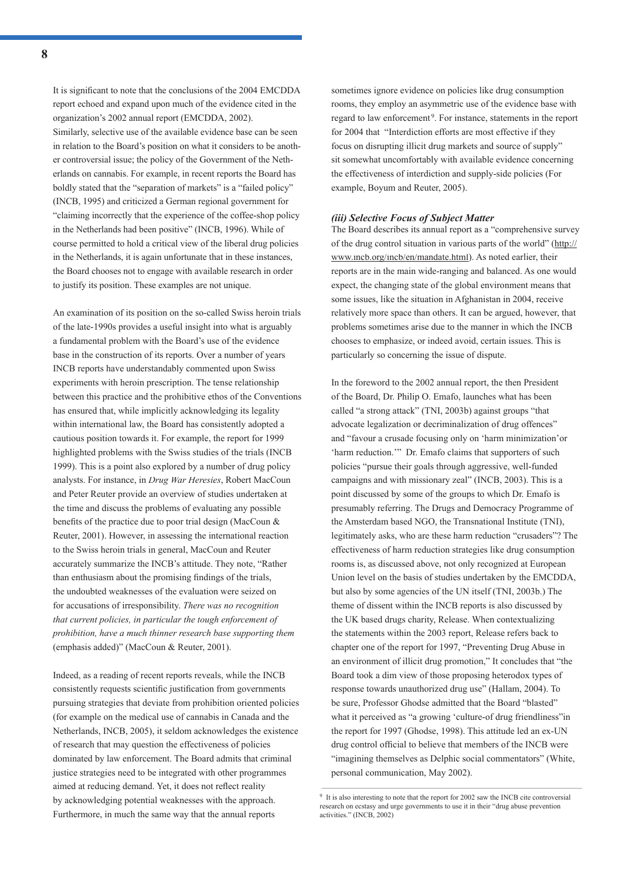It is significant to note that the conclusions of the 2004 EMCDDA report echoed and expand upon much of the evidence cited in the organization's 2002 annual report (EMCDDA, 2002). Similarly, selective use of the available evidence base can be seen in relation to the Board's position on what it considers to be another controversial issue; the policy of the Government of the Netherlands on cannabis. For example, in recent reports the Board has boldly stated that the "separation of markets" is a "failed policy" (INCB, 1995) and criticized a German regional government for "claiming incorrectly that the experience of the coffee-shop policy in the Netherlands had been positive" (INCB, 1996). While of course permitted to hold a critical view of the liberal drug policies in the Netherlands, it is again unfortunate that in these instances, the Board chooses not to engage with available research in order to justify its position. These examples are not unique.

An examination of its position on the so-called Swiss heroin trials of the late-1990s provides a useful insight into what is arguably a fundamental problem with the Board's use of the evidence base in the construction of its reports. Over a number of years INCB reports have understandably commented upon Swiss experiments with heroin prescription. The tense relationship between this practice and the prohibitive ethos of the Conventions has ensured that, while implicitly acknowledging its legality within international law, the Board has consistently adopted a cautious position towards it. For example, the report for 1999 highlighted problems with the Swiss studies of the trials (INCB 1999). This is a point also explored by a number of drug policy analysts. For instance, in *Drug War Heresies*, Robert MacCoun and Peter Reuter provide an overview of studies undertaken at the time and discuss the problems of evaluating any possible benefits of the practice due to poor trial design (MacCoun & Reuter, 2001). However, in assessing the international reaction to the Swiss heroin trials in general, MacCoun and Reuter accurately summarize the INCB's attitude. They note, "Rather than enthusiasm about the promising findings of the trials, the undoubted weaknesses of the evaluation were seized on for accusations of irresponsibility. *There was no recognition that current policies, in particular the tough enforcement of prohibition, have a much thinner research base supporting them* (emphasis added)" (MacCoun & Reuter, 2001).

Indeed, as a reading of recent reports reveals, while the INCB consistently requests scientific justification from governments pursuing strategies that deviate from prohibition oriented policies (for example on the medical use of cannabis in Canada and the Netherlands, INCB, 2005), it seldom acknowledges the existence of research that may question the effectiveness of policies dominated by law enforcement. The Board admits that criminal justice strategies need to be integrated with other programmes aimed at reducing demand. Yet, it does not reflect reality by acknowledging potential weaknesses with the approach. Furthermore, in much the same way that the annual reports sometimes ignore evidence on policies like drug consumption rooms, they employ an asymmetric use of the evidence base with regard to law enforcement[9]. For instance, statements in the report for 2004 that "Interdiction efforts are most effective if they focus on disrupting illicit drug markets and source of supply" sit somewhat uncomfortably with available evidence concerning the effectiveness of interdiction and supply-side policies (For example, Boyum and Reuter, 2005).

### *(iii) Selective Focus of Subject Matter*

The Board describes its annual report as a "comprehensive survey of the drug control situation in various parts of the world" (http://www.incb.org/incb/en/mandate.html). As noted earlier, their reports are in the main wide-ranging and balanced. As one would expect, the changing state of the global environment means that some issues, like the situation in Afghanistan in 2004, receive relatively more space than others. It can be argued, however, that problems sometimes arise due to the manner in which the INCB chooses to emphasize, or indeed avoid, certain issues. This is particularly so concerning the issue of dispute.

In the foreword to the 2002 annual report, the then President of the Board, Dr. Philip O. Emafo, launches what has been called "a strong attack" (TNI, 2003b) against groups "that advocate legalization or decriminalization of drug offences" and "favour a crusade focusing only on 'harm minimization'or 'harm reduction.'" Dr. Emafo claims that supporters of such policies "pursue their goals through aggressive, well-funded campaigns and with missionary zeal" (INCB, 2003). This is a point discussed by some of the groups to which Dr. Emafo is presumably referring. The Drugs and Democracy Programme of the Amsterdam based NGO, the Transnational Institute (TNI), legitimately asks, who are these harm reduction "crusaders"? The effectiveness of harm reduction strategies like drug consumption rooms is, as discussed above, not only recognized at European Union level on the basis of studies undertaken by the EMCDDA, but also by some agencies of the UN itself (TNI, 2003b.) The theme of dissent within the INCB reports is also discussed by the UK based drugs charity, Release. When contextualizing the statements within the 2003 report, Release refers back to chapter one of the report for 1997, "Preventing Drug Abuse in an environment of illicit drug promotion," It concludes that "the Board took a dim view of those proposing heterodox types of response towards unauthorized drug use" (Hallam, 2004). To be sure, Professor Ghodse admitted that the Board "blasted" what it perceived as "a growing 'culture-of drug friendliness"in the report for 1997 (Ghodse, 1998). This attitude led an ex-UN drug control official to believe that members of the INCB were "imagining themselves as Delphic social commentators" (White, personal communication, May 2002).

---

[9] It is also interesting to note that the report for 2002 saw the INCB cite controversial research on ecstasy and urge governments to use it in their "drug abuse prevention activities." (INCB, 2002)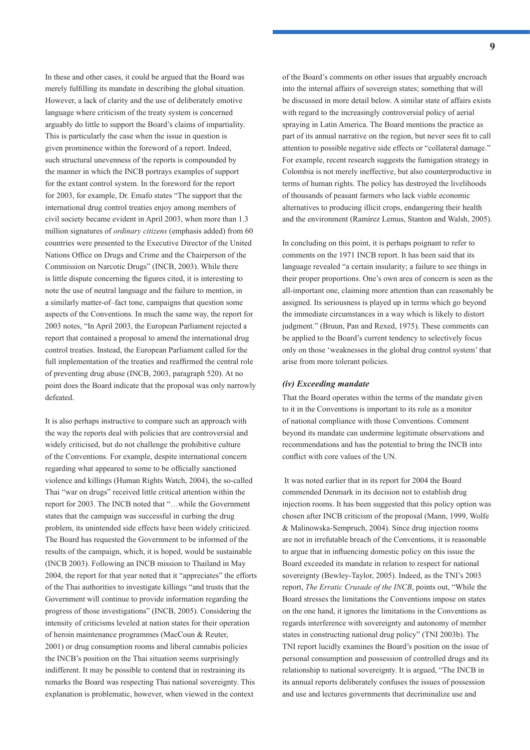In these and other cases, it could be argued that the Board was merely fulfilling its mandate in describing the global situation. However, a lack of clarity and the use of deliberately emotive language where criticism of the treaty system is concerned arguably do little to support the Board's claims of impartiality. This is particularly the case when the issue in question is given prominence within the foreword of a report. Indeed, such structural unevenness of the reports is compounded by the manner in which the INCB portrays examples of support for the extant control system. In the foreword for the report for 2003, for example, Dr. Emafo states "The support that the international drug control treaties enjoy among members of civil society became evident in April 2003, when more than 1.3 million signatures of *ordinary citizens* (emphasis added) from 60 countries were presented to the Executive Director of the United Nations Office on Drugs and Crime and the Chairperson of the Commission on Narcotic Drugs" (INCB, 2003). While there is little dispute concerning the figures cited, it is interesting to note the use of neutral language and the failure to mention, in a similarly matter-of–fact tone, campaigns that question some aspects of the Conventions. In much the same way, the report for 2003 notes, "In April 2003, the European Parliament rejected a report that contained a proposal to amend the international drug control treaties. Instead, the European Parliament called for the full implementation of the treaties and reaffirmed the central role of preventing drug abuse (INCB, 2003, paragraph 520). At no point does the Board indicate that the proposal was only narrowly defeated.

It is also perhaps instructive to compare such an approach with the way the reports deal with policies that are controversial and widely criticised, but do not challenge the prohibitive culture of the Conventions. For example, despite international concern regarding what appeared to some to be officially sanctioned violence and killings (Human Rights Watch, 2004), the so-called Thai "war on drugs" received little critical attention within the report for 2003. The INCB noted that "…while the Government states that the campaign was successful in curbing the drug problem, its unintended side effects have been widely criticized. The Board has requested the Government to be informed of the results of the campaign, which, it is hoped, would be sustainable (INCB 2003). Following an INCB mission to Thailand in May 2004, the report for that year noted that it "appreciates" the efforts of the Thai authorities to investigate killings "and trusts that the Government will continue to provide information regarding the progress of those investigations" (INCB, 2005). Considering the intensity of criticisms leveled at nation states for their operation of heroin maintenance programmes (MacCoun & Reuter, 2001) or drug consumption rooms and liberal cannabis policies the INCB's position on the Thai situation seems surprisingly indifferent. It may be possible to contend that in restraining its remarks the Board was respecting Thai national sovereignty. This explanation is problematic, however, when viewed in the context of the Board's comments on other issues that arguably encroach into the internal affairs of sovereign states; something that will be discussed in more detail below. A similar state of affairs exists with regard to the increasingly controversial policy of aerial spraying in Latin America. The Board mentions the practice as part of its annual narrative on the region, but never sees fit to call attention to possible negative side effects or "collateral damage." For example, recent research suggests the fumigation strategy in Colombia is not merely ineffective, but also counterproductive in terms of human rights. The policy has destroyed the livelihoods of thousands of peasant farmers who lack viable economic alternatives to producing illicit crops, endangering their health and the environment (Ramírez Lemus, Stanton and Walsh, 2005).

In concluding on this point, it is perhaps poignant to refer to comments on the 1971 INCB report. It has been said that its language revealed "a certain insularity; a failure to see things in their proper proportions. One's own area of concern is seen as the all-important one, claiming more attention than can reasonably be assigned. Its seriousness is played up in terms which go beyond the immediate circumstances in a way which is likely to distort judgment." (Bruun, Pan and Rexed, 1975). These comments can be applied to the Board's current tendency to selectively focus only on those 'weaknesses in the global drug control system' that arise from more tolerant policies.

#### *(iv) Exceeding mandate*

That the Board operates within the terms of the mandate given to it in the Conventions is important to its role as a monitor of national compliance with those Conventions. Comment beyond its mandate can undermine legitimate observations and recommendations and has the potential to bring the INCB into conflict with core values of the UN.

It was noted earlier that in its report for 2004 the Board commended Denmark in its decision not to establish drug injection rooms. It has been suggested that this policy option was chosen after INCB criticism of the proposal (Mann, 1999, Wolfe & Malinowska-Sempruch, 2004). Since drug injection rooms are not in irrefutable breach of the Conventions, it is reasonable to argue that in influencing domestic policy on this issue the Board exceeded its mandate in relation to respect for national sovereignty (Bewley-Taylor, 2005). Indeed, as the TNI's 2003 report, *The Erratic Crusade of the INCB*, points out, "While the Board stresses the limitations the Conventions impose on states on the one hand, it ignores the limitations in the Conventions as regards interference with sovereignty and autonomy of member states in constructing national drug policy" (TNI 2003b). The TNI report lucidly examines the Board's position on the issue of personal consumption and possession of controlled drugs and its relationship to national sovereignty. It is argued, "The INCB in its annual reports deliberately confuses the issues of possession and use and lectures governments that decriminalize use and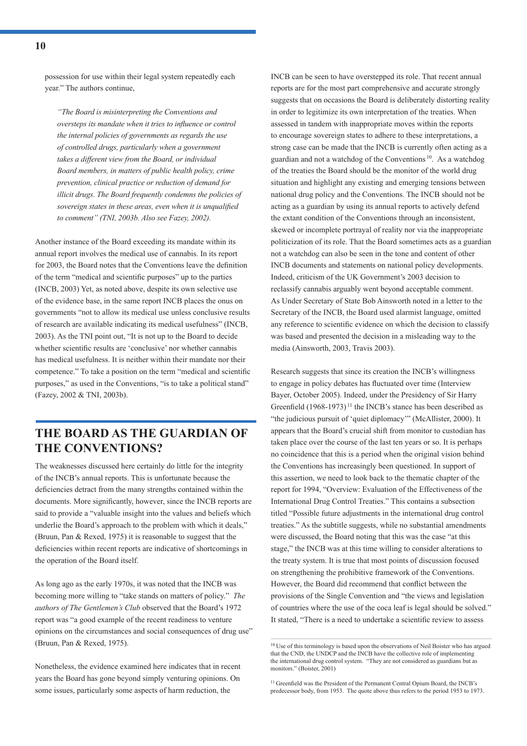possession for use within their legal system repeatedly each year." The authors continue,

> *"The Board is misinterpreting the Conventions and oversteps its mandate when it tries to influence or control the internal policies of governments as regards the use of controlled drugs, particularly when a government takes a different view from the Board, or individual Board members, in matters of public health policy, crime prevention, clinical practice or reduction of demand for illicit drugs. The Board frequently condemns the policies of sovereign states in these areas, even when it is unqualified to comment" (TNI, 2003b. Also see Fazey, 2002).*

Another instance of the Board exceeding its mandate within its annual report involves the medical use of cannabis. In its report for 2003, the Board notes that the Conventions leave the definition of the term "medical and scientific purposes" up to the parties (INCB, 2003) Yet, as noted above, despite its own selective use of the evidence base, in the same report INCB places the onus on governments "not to allow its medical use unless conclusive results of research are available indicating its medical usefulness" (INCB, 2003). As the TNI point out, "It is not up to the Board to decide whether scientific results are 'conclusive' nor whether cannabis has medical usefulness. It is neither within their mandate nor their competence." To take a position on the term "medical and scientific purposes," as used in the Conventions, "is to take a political stand" (Fazey, 2002 & TNI, 2003b).

## THE BOARD AS THE GUARDIAN OF THE CONVENTIONS?

The weaknesses discussed here certainly do little for the integrity of the INCB's annual reports. This is unfortunate because the deficiencies detract from the many strengths contained within the documents. More significantly, however, since the INCB reports are said to provide a "valuable insight into the values and beliefs which underlie the Board's approach to the problem with which it deals," (Bruun, Pan & Rexed, 1975) it is reasonable to suggest that the deficiencies within recent reports are indicative of shortcomings in the operation of the Board itself.

As long ago as the early 1970s, it was noted that the INCB was becoming more willing to "take stands on matters of policy." *The authors of The Gentlemen's Club* observed that the Board's 1972 report was "a good example of the recent readiness to venture opinions on the circumstances and social consequences of drug use" (Bruun, Pan & Rexed, 1975).

Nonetheless, the evidence examined here indicates that in recent years the Board has gone beyond simply venturing opinions. On some issues, particularly some aspects of harm reduction, the INCB can be seen to have overstepped its role. That recent annual reports are for the most part comprehensive and accurate strongly suggests that on occasions the Board is deliberately distorting reality in order to legitimize its own interpretation of the treaties. When assessed in tandem with inappropriate moves within the reports to encourage sovereign states to adhere to these interpretations, a strong case can be made that the INCB is currently often acting as a guardian and not a watchdog of the Conventions[10]. As a watchdog of the treaties the Board should be the monitor of the world drug situation and highlight any existing and emerging tensions between national drug policy and the Conventions. The INCB should not be acting as a guardian by using its annual reports to actively defend the extant condition of the Conventions through an inconsistent, skewed or incomplete portrayal of reality nor via the inappropriate politicization of its role. That the Board sometimes acts as a guardian not a watchdog can also be seen in the tone and content of other INCB documents and statements on national policy developments. Indeed, criticism of the UK Government's 2003 decision to reclassify cannabis arguably went beyond acceptable comment. As Under Secretary of State Bob Ainsworth noted in a letter to the Secretary of the INCB, the Board used alarmist language, omitted any reference to scientific evidence on which the decision to classify was based and presented the decision in a misleading way to the media (Ainsworth, 2003, Travis 2003).

Research suggests that since its creation the INCB's willingness to engage in policy debates has fluctuated over time (Interview Bayer, October 2005). Indeed, under the Presidency of Sir Harry Greenfield (1968-1973)[11] the INCB's stance has been described as "the judicious pursuit of 'quiet diplomacy'" (McAllister, 2000). It appears that the Board's crucial shift from monitor to custodian has taken place over the course of the last ten years or so. It is perhaps no coincidence that this is a period when the original vision behind the Conventions has increasingly been questioned. In support of this assertion, we need to look back to the thematic chapter of the report for 1994, "Overview: Evaluation of the Effectiveness of the International Drug Control Treaties." This contains a subsection titled "Possible future adjustments in the international drug control treaties." As the subtitle suggests, while no substantial amendments were discussed, the Board noting that this was the case "at this stage," the INCB was at this time willing to consider alterations to the treaty system. It is true that most points of discussion focused on strengthening the prohibitive framework of the Conventions. However, the Board did recommend that conflict between the provisions of the Single Convention and "the views and legislation of countries where the use of the coca leaf is legal should be solved." It stated, "There is a need to undertake a scientific review to assess

---

[10] Use of this terminology is based upon the observations of Neil Boister who has argued that the CND, the UNDCP and the INCB have the collective role of implementing the international drug control system. "They are not considered as guardians but as monitors." (Boister, 2001)

[11] Greenfield was the President of the Permanent Central Opium Board, the INCB's predecessor body, from 1953. The quote above thus refers to the period 1953 to 1973.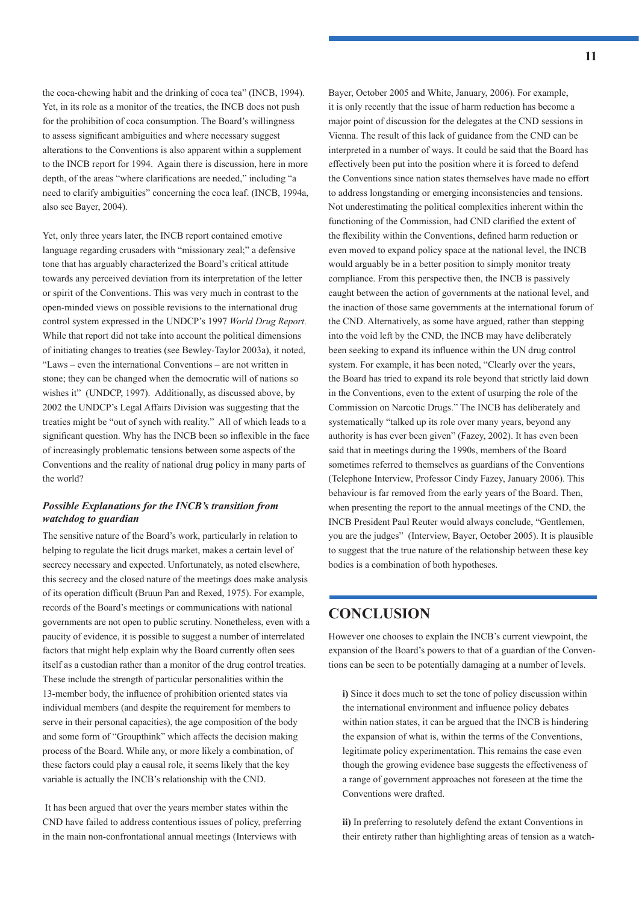the coca-chewing habit and the drinking of coca tea" (INCB, 1994). Yet, in its role as a monitor of the treaties, the INCB does not push for the prohibition of coca consumption. The Board's willingness to assess significant ambiguities and where necessary suggest alterations to the Conventions is also apparent within a supplement to the INCB report for 1994. Again there is discussion, here in more depth, of the areas "where clarifications are needed," including "a need to clarify ambiguities" concerning the coca leaf. (INCB, 1994a, also see Bayer, 2004).

Yet, only three years later, the INCB report contained emotive language regarding crusaders with "missionary zeal;" a defensive tone that has arguably characterized the Board's critical attitude towards any perceived deviation from its interpretation of the letter or spirit of the Conventions. This was very much in contrast to the open-minded views on possible revisions to the international drug control system expressed in the UNDCP's 1997 *World Drug Report*. While that report did not take into account the political dimensions of initiating changes to treaties (see Bewley-Taylor 2003a), it noted, "Laws – even the international Conventions – are not written in stone; they can be changed when the democratic will of nations so wishes it" (UNDCP, 1997). Additionally, as discussed above, by 2002 the UNDCP's Legal Affairs Division was suggesting that the treaties might be "out of synch with reality." All of which leads to a significant question. Why has the INCB been so inflexible in the face of increasingly problematic tensions between some aspects of the Conventions and the reality of national drug policy in many parts of the world?

### *Possible Explanations for the INCB's transition from watchdog to guardian*

The sensitive nature of the Board's work, particularly in relation to helping to regulate the licit drugs market, makes a certain level of secrecy necessary and expected. Unfortunately, as noted elsewhere, this secrecy and the closed nature of the meetings does make analysis of its operation difficult (Bruun Pan and Rexed, 1975). For example, records of the Board's meetings or communications with national governments are not open to public scrutiny. Nonetheless, even with a paucity of evidence, it is possible to suggest a number of interrelated factors that might help explain why the Board currently often sees itself as a custodian rather than a monitor of the drug control treaties. These include the strength of particular personalities within the 13-member body, the influence of prohibition oriented states via individual members (and despite the requirement for members to serve in their personal capacities), the age composition of the body and some form of "Groupthink" which affects the decision making process of the Board. While any, or more likely a combination, of these factors could play a causal role, it seems likely that the key variable is actually the INCB's relationship with the CND.

It has been argued that over the years member states within the CND have failed to address contentious issues of policy, preferring in the main non-confrontational annual meetings (Interviews with Bayer, October 2005 and White, January, 2006). For example, it is only recently that the issue of harm reduction has become a major point of discussion for the delegates at the CND sessions in Vienna. The result of this lack of guidance from the CND can be interpreted in a number of ways. It could be said that the Board has effectively been put into the position where it is forced to defend the Conventions since nation states themselves have made no effort to address longstanding or emerging inconsistencies and tensions. Not underestimating the political complexities inherent within the functioning of the Commission, had CND clarified the extent of the flexibility within the Conventions, defined harm reduction or even moved to expand policy space at the national level, the INCB would arguably be in a better position to simply monitor treaty compliance. From this perspective then, the INCB is passively caught between the action of governments at the national level, and the inaction of those same governments at the international forum of the CND. Alternatively, as some have argued, rather than stepping into the void left by the CND, the INCB may have deliberately been seeking to expand its influence within the UN drug control system. For example, it has been noted, "Clearly over the years, the Board has tried to expand its role beyond that strictly laid down in the Conventions, even to the extent of usurping the role of the Commission on Narcotic Drugs." The INCB has deliberately and systematically "talked up its role over many years, beyond any authority is has ever been given" (Fazey, 2002). It has even been said that in meetings during the 1990s, members of the Board sometimes referred to themselves as guardians of the Conventions (Telephone Interview, Professor Cindy Fazey, January 2006). This behaviour is far removed from the early years of the Board. Then, when presenting the report to the annual meetings of the CND, the INCB President Paul Reuter would always conclude, "Gentlemen, you are the judges" (Interview, Bayer, October 2005). It is plausible to suggest that the true nature of the relationship between these key bodies is a combination of both hypotheses.

## CONCLUSION

However one chooses to explain the INCB's current viewpoint, the expansion of the Board's powers to that of a guardian of the Conventions can be seen to be potentially damaging at a number of levels.

**i)** Since it does much to set the tone of policy discussion within the international environment and influence policy debates within nation states, it can be argued that the INCB is hindering the expansion of what is, within the terms of the Conventions, legitimate policy experimentation. This remains the case even though the growing evidence base suggests the effectiveness of a range of government approaches not foreseen at the time the Conventions were drafted.

**ii)** In preferring to resolutely defend the extant Conventions in their entirety rather than highlighting areas of tension as a watch-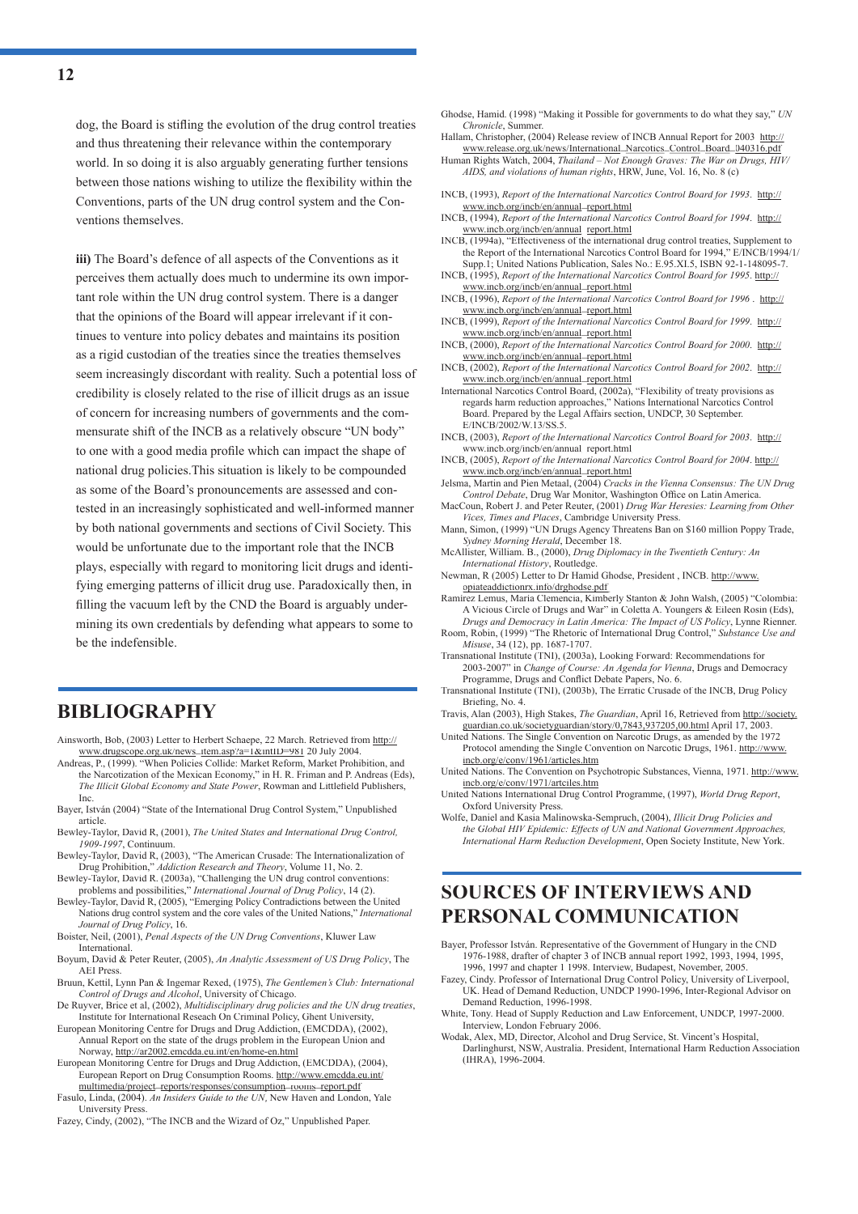dog, the Board is stifling the evolution of the drug control treaties and thus threatening their relevance within the contemporary world. In so doing it is also arguably generating further tensions between those nations wishing to utilize the flexibility within the Conventions, parts of the UN drug control system and the Conventions themselves.

**iii)** The Board's defence of all aspects of the Conventions as it perceives them actually does much to undermine its own important role within the UN drug control system. There is a danger that the opinions of the Board will appear irrelevant if it continues to venture into policy debates and maintains its position as a rigid custodian of the treaties since the treaties themselves seem increasingly discordant with reality. Such a potential loss of credibility is closely related to the rise of illicit drugs as an issue of concern for increasing numbers of governments and the commensurate shift of the INCB as a relatively obscure "UN body" to one with a good media profile which can impact the shape of national drug policies.This situation is likely to be compounded as some of the Board's pronouncements are assessed and contested in an increasingly sophisticated and well-informed manner by both national governments and sections of Civil Society. This would be unfortunate due to the important role that the INCB plays, especially with regard to monitoring licit drugs and identifying emerging patterns of illicit drug use. Paradoxically then, in filling the vacuum left by the CND the Board is arguably undermining its own credentials by defending what appears to some to be the indefensible.

## BIBLIOGRAPHY

Ainsworth, Bob, (2003) Letter to Herbert Schaepe, 22 March. Retrieved from http://www.drugscope.org.uk/news_item.asp?a=1&intID=981 20 July 2004.

Andreas, P., (1999). "When Policies Collide: Market Reform, Market Prohibition, and the Narcotization of the Mexican Economy," in H. R. Friman and P. Andreas (Eds), *The Illicit Global Economy and State Power*, Rowman and Littlefield Publishers, Inc.

Bayer, István (2004) "State of the International Drug Control System," Unpublished article.

Bewley-Taylor, David R, (2001), *The United States and International Drug Control, 1909-1997*, Continuum.

Bewley-Taylor, David R, (2003), "The American Crusade: The Internationalization of Drug Prohibition," *Addiction Research and Theory*, Volume 11, No. 2.

Bewley-Taylor, David R. (2003a), "Challenging the UN drug control conventions: problems and possibilities," *International Journal of Drug Policy*, 14 (2).

Bewley-Taylor, David R, (2005), "Emerging Policy Contradictions between the United Nations drug control system and the core vales of the United Nations," *International Journal of Drug Policy*, 16.

Boister, Neil, (2001), *Penal Aspects of the UN Drug Conventions*, Kluwer Law International.

Boyum, David & Peter Reuter, (2005), *An Analytic Assessment of US Drug Policy*, The AEI Press.

Bruun, Kettil, Lynn Pan & Ingemar Rexed, (1975), *The Gentlemen's Club: International Control of Drugs and Alcohol*, University of Chicago.

De Ruyver, Brice et al, (2002), *Multidisciplinary drug policies and the UN drug treaties*, Institute for International Reseach On Criminal Policy, Ghent University,

European Monitoring Centre for Drugs and Drug Addiction, (EMCDDA), (2002), Annual Report on the state of the drugs problem in the European Union and Norway, http://ar2002.emcdda.eu.int/en/home-en.html

European Monitoring Centre for Drugs and Drug Addiction, (EMCDDA), (2004), European Report on Drug Consumption Rooms. http://www.emcdda.eu.int/multimedia/project_reports/responses/consumption_rooms_report.pdf

Fasulo, Linda, (2004). *An Insiders Guide to the UN*, New Haven and London, Yale University Press.

Fazey, Cindy, (2002), "The INCB and the Wizard of Oz," Unpublished Paper.

Ghodse, Hamid. (1998) "Making it Possible for governments to do what they say," *UN Chronicle*, Summer.

Hallam, Christopher, (2004) Release review of INCB Annual Report for 2003 http://www.release.org.uk/news/International_Narcotics_Control_Board_040316.pdf

Human Rights Watch, 2004, *Thailand – Not Enough Graves: The War on Drugs, HIV/AIDS, and violations of human rights*, HRW, June, Vol. 16, No. 8 (c)

INCB, (1993), *Report of the International Narcotics Control Board for 1993*. http://www.incb.org/incb/en/annual_report.html

INCB, (1994), *Report of the International Narcotics Control Board for 1994*. http://www.incb.org/incb/en/annual report.html

INCB, (1994a), "Effectiveness of the international drug control treaties, Supplement to the Report of the International Narcotics Control Board for 1994," E/INCB/1994/1/Supp.1; United Nations Publication, Sales No.: E.95.XI.5, ISBN 92-1-148095-7.

INCB, (1995), *Report of the International Narcotics Control Board for 1995*. http://www.incb.org/incb/en/annual_report.html

INCB, (1996), *Report of the International Narcotics Control Board for 1996* . http://www.incb.org/incb/en/annual_report.html

INCB, (1999), *Report of the International Narcotics Control Board for 1999*. http://www.incb.org/incb/en/annual_report.html

INCB, (2000), *Report of the International Narcotics Control Board for 2000*. http://www.incb.org/incb/en/annual_report.html

INCB, (2002), *Report of the International Narcotics Control Board for 2002*. http://www.incb.org/incb/en/annual_report.html

International Narcotics Control Board, (2002a), "Flexibility of treaty provisions as regards harm reduction approaches," Nations International Narcotics Control Board. Prepared by the Legal Affairs section, UNDCP, 30 September. E/INCB/2002/W.13/SS.5.

INCB, (2003), *Report of the International Narcotics Control Board for 2003*. http://www.incb.org/incb/en/annual report.html

INCB, (2005), *Report of the International Narcotics Control Board for 2004*. http://www.incb.org/incb/en/annual_report.html

Jelsma, Martin and Pien Metaal, (2004) *Cracks in the Vienna Consensus: The UN Drug Control Debate*, Drug War Monitor, Washington Office on Latin America.

MacCoun, Robert J. and Peter Reuter, (2001) *Drug War Heresies: Learning from Other Vices, Times and Places*, Cambridge University Press.

Mann, Simon, (1999) "UN Drugs Agency Threatens Ban on $160 million Poppy Trade, *Sydney Morning Herald*, December 18.

McAllister, William. B., (2000), *Drug Diplomacy in the Twentieth Century: An International History*, Routledge.

Newman, R (2005) Letter to Dr Hamid Ghodse, President , INCB. http://www.opiateaddictionrx.info/drghodse.pdf

Ramirez Lemus, Maria Clemencia, Kimberly Stanton & John Walsh, (2005) "Colombia: A Vicious Circle of Drugs and War" in Coletta A. Youngers & Eileen Rosin (Eds), *Drugs and Democracy in Latin America: The Impact of US Policy*, Lynne Rienner.

Room, Robin, (1999) "The Rhetoric of International Drug Control," *Substance Use and Misuse*, 34 (12), pp. 1687-1707.

Transnational Institute (TNI), (2003a), Looking Forward: Recommendations for 2003-2007" in *Change of Course: An Agenda for Vienna*, Drugs and Democracy Programme, Drugs and Conflict Debate Papers, No. 6.

Transnational Institute (TNI), (2003b), The Erratic Crusade of the INCB, Drug Policy Briefing, No. 4.

Travis, Alan (2003), High Stakes, *The Guardian*, April 16, Retrieved from http://society.guardian.co.uk/societyguardian/story/0,7843,937205,00.html April 17, 2003.

United Nations. The Single Convention on Narcotic Drugs, as amended by the 1972 Protocol amending the Single Convention on Narcotic Drugs, 1961. http://www.incb.org/e/conv/1961/articles.htm

United Nations. The Convention on Psychotropic Substances, Vienna, 1971. http://www.incb.org/e/conv/1971/artciles.htm

United Nations International Drug Control Programme, (1997), *World Drug Report*, Oxford University Press.

Wolfe, Daniel and Kasia Malinowska-Sempruch, (2004), *Illicit Drug Policies and the Global HIV Epidemic: Effects of UN and National Government Approaches, International Harm Reduction Development*, Open Society Institute, New York.

## SOURCES OF INTERVIEWS AND PERSONAL COMMUNICATION

Bayer, Professor István. Representative of the Government of Hungary in the CND 1976-1988, drafter of chapter 3 of INCB annual report 1992, 1993, 1994, 1995, 1996, 1997 and chapter 1 1998. Interview, Budapest, November, 2005.

Fazey, Cindy. Professor of International Drug Control Policy, University of Liverpool, UK. Head of Demand Reduction, UNDCP 1990-1996, Inter-Regional Advisor on Demand Reduction, 1996-1998.

White, Tony. Head of Supply Reduction and Law Enforcement, UNDCP, 1997-2000. Interview, London February 2006.

Wodak, Alex, MD, Director, Alcohol and Drug Service, St. Vincent's Hospital, Darlinghurst, NSW, Australia. President, International Harm Reduction Association (IHRA), 1996-2004.